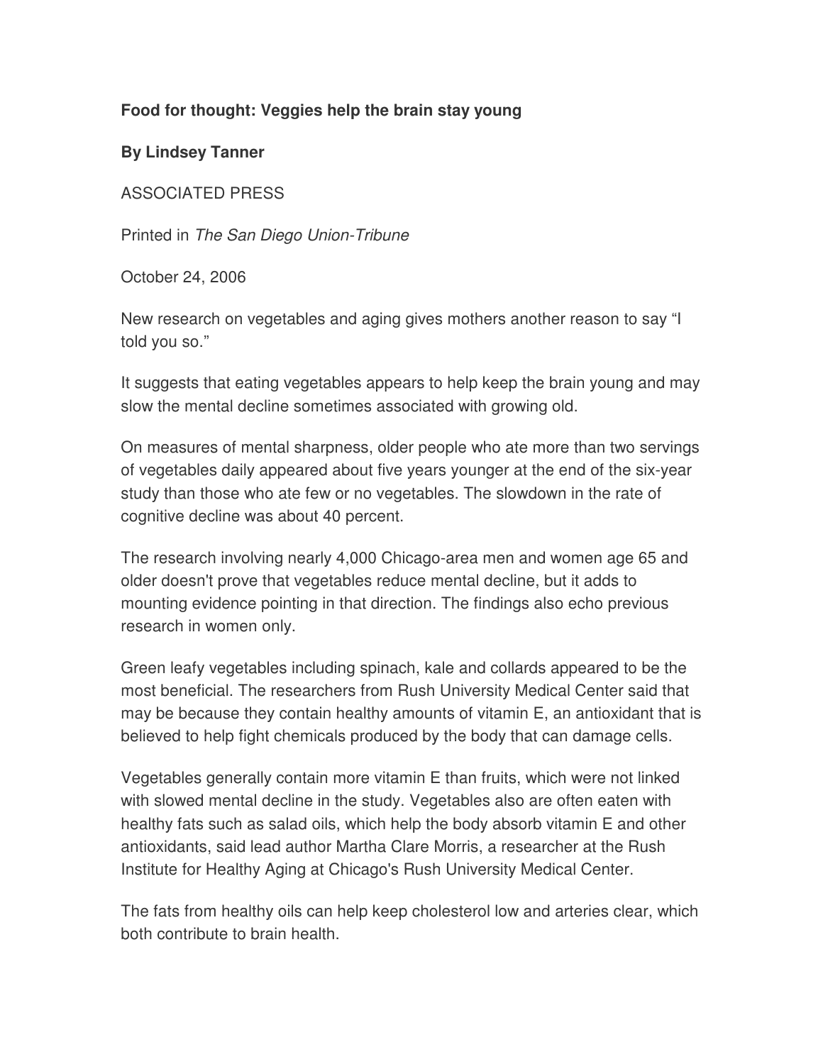**Food for thought: Veggies help the brain stay young**

**By Lindsey Tanner**

ASSOCIATED PRESS

Printed in *The San Diego Union-Tribune*

October 24, 2006

New research on vegetables and aging gives mothers another reason to say "I told you so."

It suggests that eating vegetables appears to help keep the brain young and may slow the mental decline sometimes associated with growing old.

On measures of mental sharpness, older people who ate more than two servings of vegetables daily appeared about five years younger at the end of the six-year study than those who ate few or no vegetables. The slowdown in the rate of cognitive decline was about 40 percent.

The research involving nearly 4,000 Chicago-area men and women age 65 and older doesn't prove that vegetables reduce mental decline, but it adds to mounting evidence pointing in that direction. The findings also echo previous research in women only.

Green leafy vegetables including spinach, kale and collards appeared to be the most beneficial. The researchers from Rush University Medical Center said that may be because they contain healthy amounts of vitamin E, an antioxidant that is believed to help fight chemicals produced by the body that can damage cells.

Vegetables generally contain more vitamin E than fruits, which were not linked with slowed mental decline in the study. Vegetables also are often eaten with healthy fats such as salad oils, which help the body absorb vitamin E and other antioxidants, said lead author Martha Clare Morris, a researcher at the Rush Institute for Healthy Aging at Chicago's Rush University Medical Center.

The fats from healthy oils can help keep cholesterol low and arteries clear, which both contribute to brain health.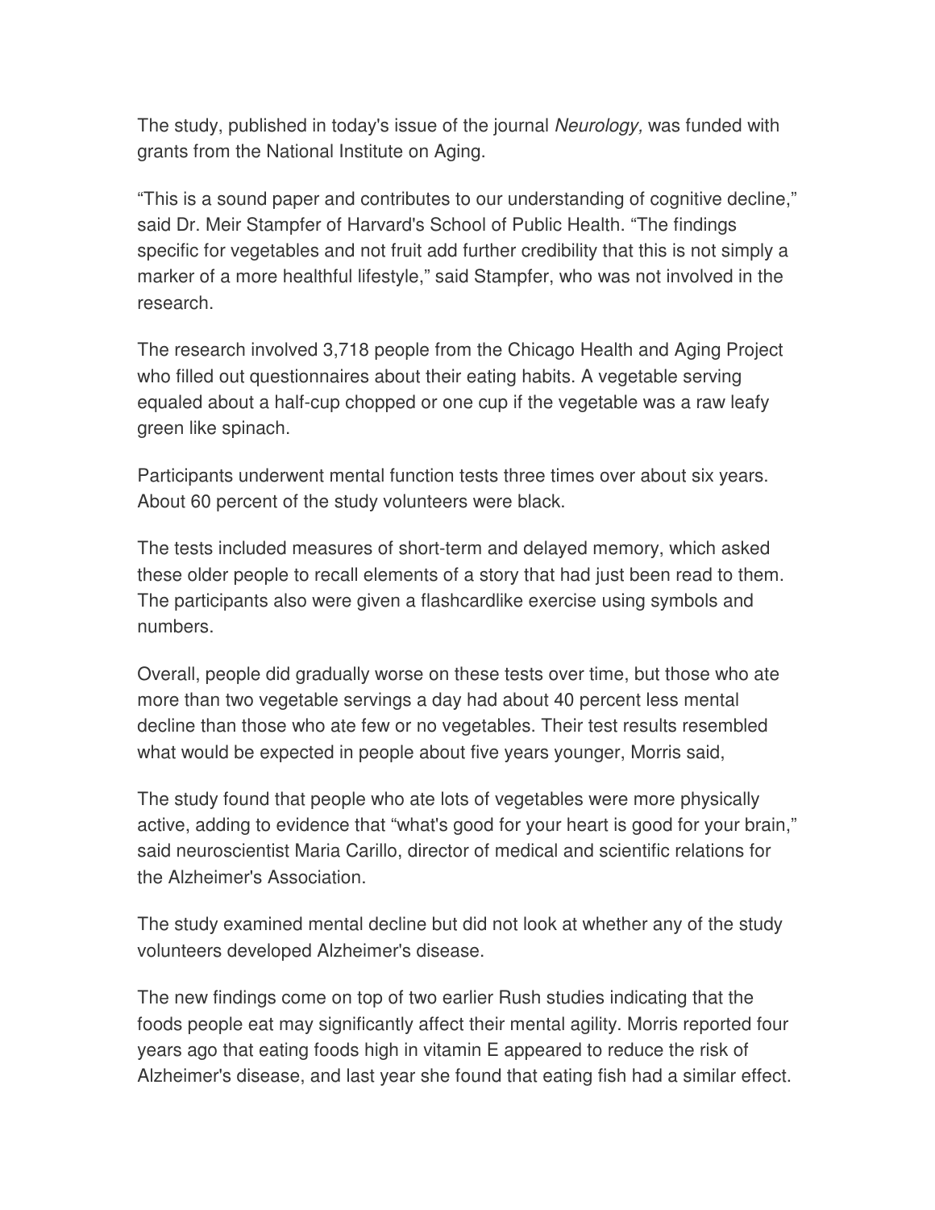The study, published in today's issue of the journal *Neurology,* was funded with grants from the National Institute on Aging.

“This is a sound paper and contributes to our understanding of cognitive decline,” said Dr. Meir Stampfer of Harvard's School of Public Health. “The findings specific for vegetables and not fruit add further credibility that this is not simply a marker of a more healthful lifestyle,” said Stampfer, who was not involved in the research.

The research involved 3,718 people from the Chicago Health and Aging Project who filled out questionnaires about their eating habits. A vegetable serving equaled about a half-cup chopped or one cup if the vegetable was a raw leafy green like spinach.

Participants underwent mental function tests three times over about six years. About 60 percent of the study volunteers were black.

The tests included measures of short-term and delayed memory, which asked these older people to recall elements of a story that had just been read to them. The participants also were given a flashcardlike exercise using symbols and numbers.

Overall, people did gradually worse on these tests over time, but those who ate more than two vegetable servings a day had about 40 percent less mental decline than those who ate few or no vegetables. Their test results resembled what would be expected in people about five years younger, Morris said,

The study found that people who ate lots of vegetables were more physically active, adding to evidence that “what's good for your heart is good for your brain,” said neuroscientist Maria Carillo, director of medical and scientific relations for the Alzheimer's Association.

The study examined mental decline but did not look at whether any of the study volunteers developed Alzheimer's disease.

The new findings come on top of two earlier Rush studies indicating that the foods people eat may significantly affect their mental agility. Morris reported four years ago that eating foods high in vitamin E appeared to reduce the risk of Alzheimer's disease, and last year she found that eating fish had a similar effect.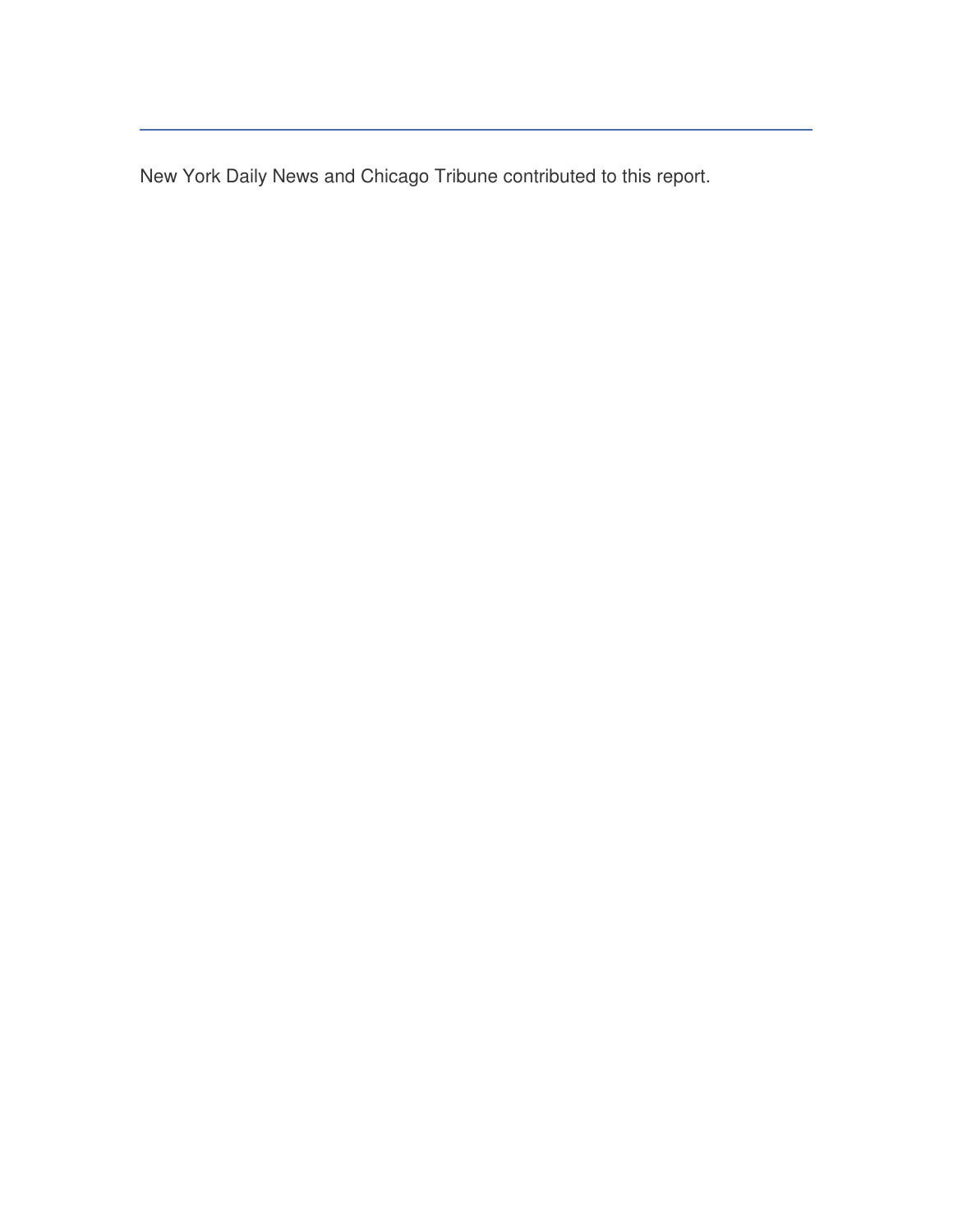---

New York Daily News and Chicago Tribune contributed to this report.